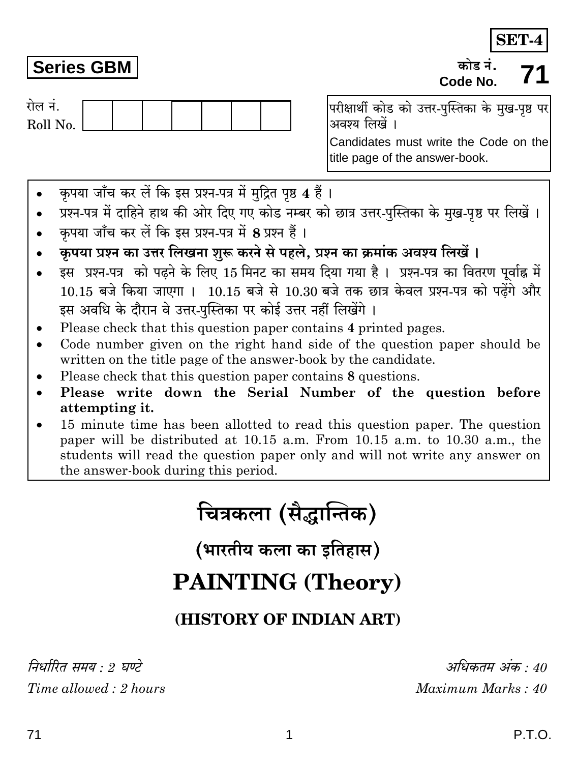**SET-4**

**Series GBM**

कोड नं.
Code No. **71**

रोल नं.
Roll No. | | | | | | | |

परीक्षार्थी कोड को उत्तर-पुस्तिका के मुख-पृष्ठ पर अवश्य लिखें ।

Candidates must write the Code on the title page of the answer-book.

- कृपया जाँच कर लें कि इस प्रश्न-पत्र में मुद्रित पृष्ठ **4** हैं ।
- प्रश्न-पत्र में दाहिने हाथ की ओर दिए गए कोड नम्बर को छात्र उत्तर-पुस्तिका के मुख-पृष्ठ पर लिखें ।
- कृपया जाँच कर लें कि इस प्रश्न-पत्र में **8** प्रश्न हैं ।
- **कृपया प्रश्न का उत्तर लिखना शुरू करने से पहले, प्रश्न का क्रमांक अवश्य लिखें ।**
- इस प्रश्न-पत्र को पढ़ने के लिए 15 मिनट का समय दिया गया है । प्रश्न-पत्र का वितरण पूर्वाह्न में 10.15 बजे किया जाएगा । 10.15 बजे से 10.30 बजे तक छात्र केवल प्रश्न-पत्र को पढ़ेंगे और इस अवधि के दौरान वे उत्तर-पुस्तिका पर कोई उत्तर नहीं लिखेंगे ।
- Please check that this question paper contains **4** printed pages.
- Code number given on the right hand side of the question paper should be written on the title page of the answer-book by the candidate.
- Please check that this question paper contains **8** questions.
- **Please write down the Serial Number of the question before attempting it.**
- 15 minute time has been allotted to read this question paper. The question paper will be distributed at 10.15 a.m. From 10.15 a.m. to 10.30 a.m., the students will read the question paper only and will not write any answer on the answer-book during this period.

# चित्रकला (सैद्धान्तिक)

## (भारतीय कला का इतिहास)

# PAINTING (Theory)

## (HISTORY OF INDIAN ART)

*निर्धारित समय : 2 घण्टे* | *अधिकतम अंक : 40*

*Time allowed : 2 hours* | *Maximum Marks : 40*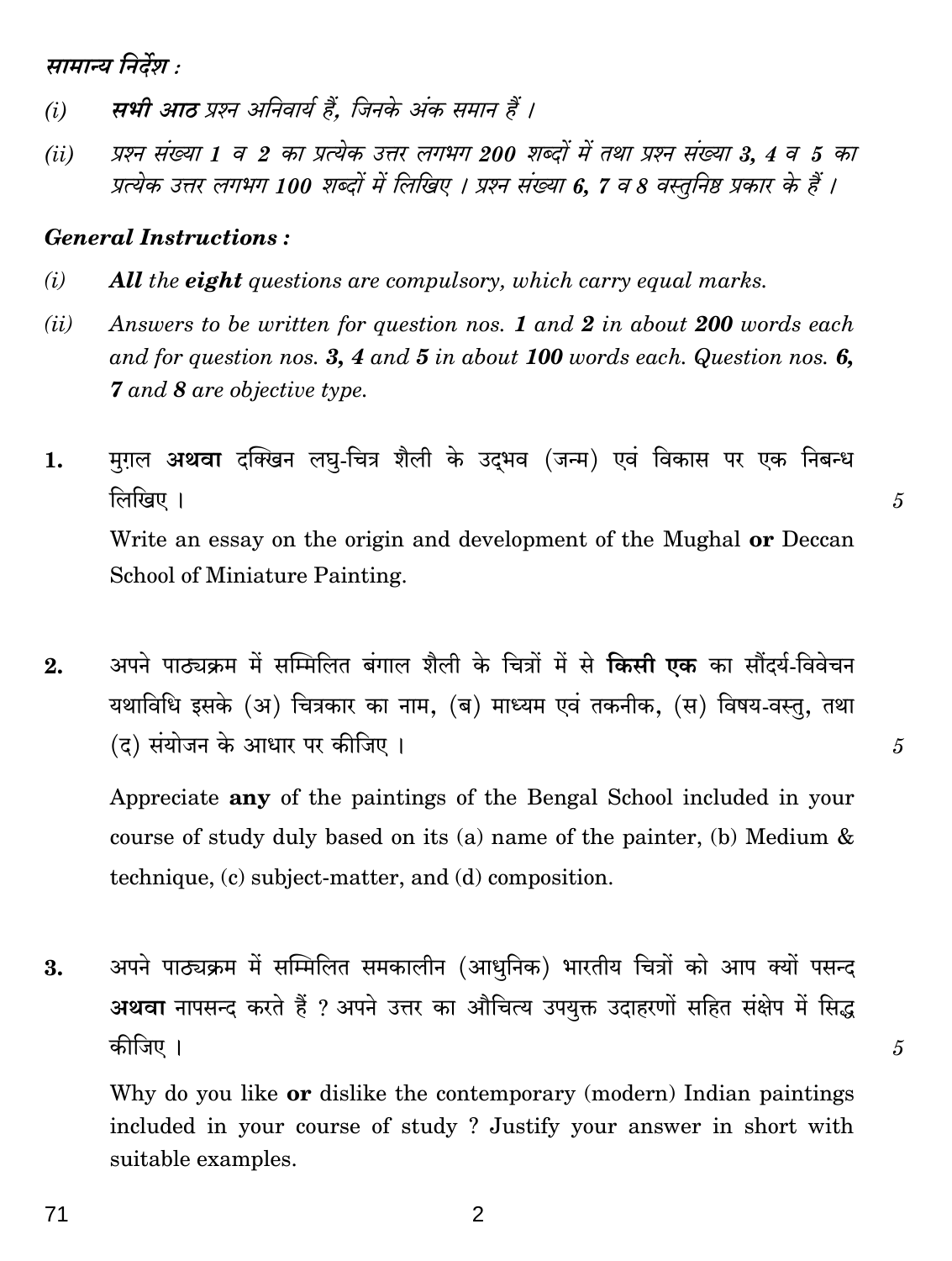*सामान्य निर्देश :*

*(i)* ***सभी आठ*** *प्रश्न अनिवार्य हैं, जिनके अंक समान हैं ।*

*(ii)* *प्रश्न संख्या 1 व 2 का प्रत्येक उत्तर लगभग 200 शब्दों में तथा प्रश्न संख्या 3, 4 व 5 का प्रत्येक उत्तर लगभग 100 शब्दों में लिखिए । प्रश्न संख्या 6, 7 व 8 वस्तुनिष्ठ प्रकार के हैं ।*

***General Instructions :***

*(i)* ***All*** *the* ***eight*** *questions are compulsory, which carry equal marks.*

*(ii)* *Answers to be written for question nos.* ***1*** *and* ***2*** *in about* ***200*** *words each and for question nos.* ***3, 4*** *and* ***5*** *in about* ***100*** *words each. Question nos.* ***6, 7*** *and* ***8*** *are objective type.*

**1.** मुग़ल **अथवा** दक्खिन लघु-चित्र शैली के उद्‌भव (जन्म) एवं विकास पर एक निबन्ध लिखिए । 5

Write an essay on the origin and development of the Mughal **or** Deccan School of Miniature Painting.

**2.** अपने पाठ्यक्रम में सम्मिलित बंगाल शैली के चित्रों में से **किसी एक** का सौंदर्य-विवेचन यथाविधि इसके (अ) चित्रकार का नाम, (ब) माध्यम एवं तकनीक, (स) विषय-वस्तु, तथा (द) संयोजन के आधार पर कीजिए । 5

Appreciate **any** of the paintings of the Bengal School included in your course of study duly based on its (a) name of the painter, (b) Medium & technique, (c) subject-matter, and (d) composition.

**3.** अपने पाठ्यक्रम में सम्मिलित समकालीन (आधुनिक) भारतीय चित्रों को आप क्यों पसन्द **अथवा** नापसन्द करते हैं ? अपने उत्तर का औचित्य उपयुक्त उदाहरणों सहित संक्षेप में सिद्ध कीजिए । 5

Why do you like **or** dislike the contemporary (modern) Indian paintings included in your course of study ? Justify your answer in short with suitable examples.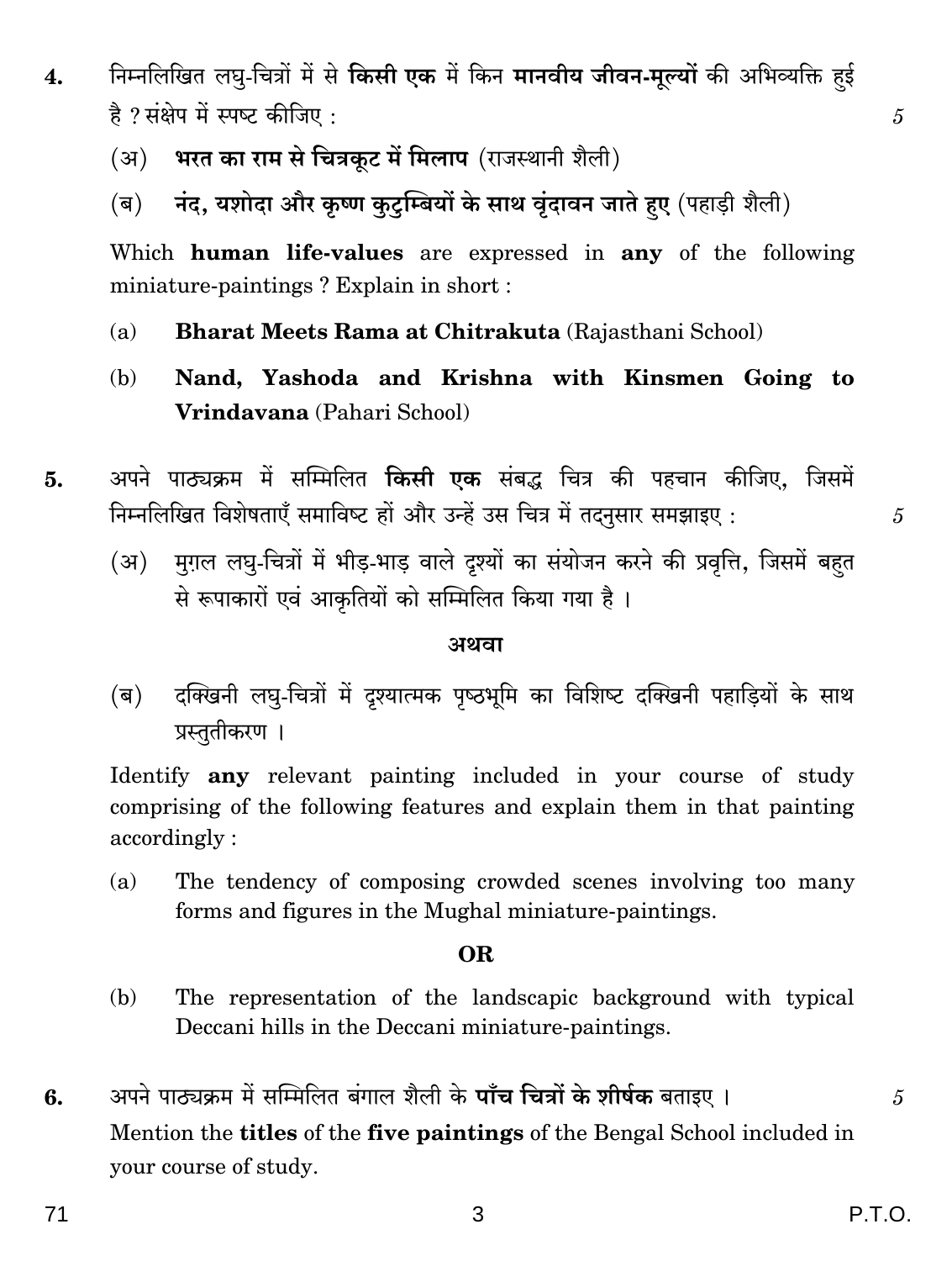4. निम्नलिखित लघु-चित्रों में से **किसी एक** में किन **मानवीय जीवन-मूल्यों** की अभिव्यक्ति हुई है ? संक्षेप में स्पष्ट कीजिए : 5

(अ) **भरत का राम से चित्रकूट में मिलाप** (राजस्थानी शैली)

(ब) **नंद, यशोदा और कृष्ण कुटुम्बियों के साथ वृंदावन जाते हुए** (पहाड़ी शैली)

Which **human life-values** are expressed in **any** of the following miniature-paintings ? Explain in short :

(a) **Bharat Meets Rama at Chitrakuta** (Rajasthani School)

(b) **Nand, Yashoda and Krishna with Kinsmen Going to Vrindavana** (Pahari School)

5. अपने पाठ्यक्रम में सम्मिलित **किसी एक** संबद्ध चित्र की पहचान कीजिए, जिसमें निम्नलिखित विशेषताएँ समाविष्ट हों और उन्हें उस चित्र में तदनुसार समझाइए : 5

(अ) मुग़ल लघु-चित्रों में भीड़-भाड़ वाले दृश्यों का संयोजन करने की प्रवृत्ति, जिसमें बहुत से रूपाकारों एवं आकृतियों को सम्मिलित किया गया है ।

**अथवा**

(ब) दक्खिनी लघु-चित्रों में दृश्यात्मक पृष्ठभूमि का विशिष्ट दक्खिनी पहाड़ियों के साथ प्रस्तुतीकरण ।

Identify **any** relevant painting included in your course of study comprising of the following features and explain them in that painting accordingly :

(a) The tendency of composing crowded scenes involving too many forms and figures in the Mughal miniature-paintings.

**OR**

(b) The representation of the landscapic background with typical Deccani hills in the Deccani miniature-paintings.

6. अपने पाठ्यक्रम में सम्मिलित बंगाल शैली के **पाँच चित्रों के शीर्षक** बताइए । 5

Mention the **titles** of the **five paintings** of the Bengal School included in your course of study.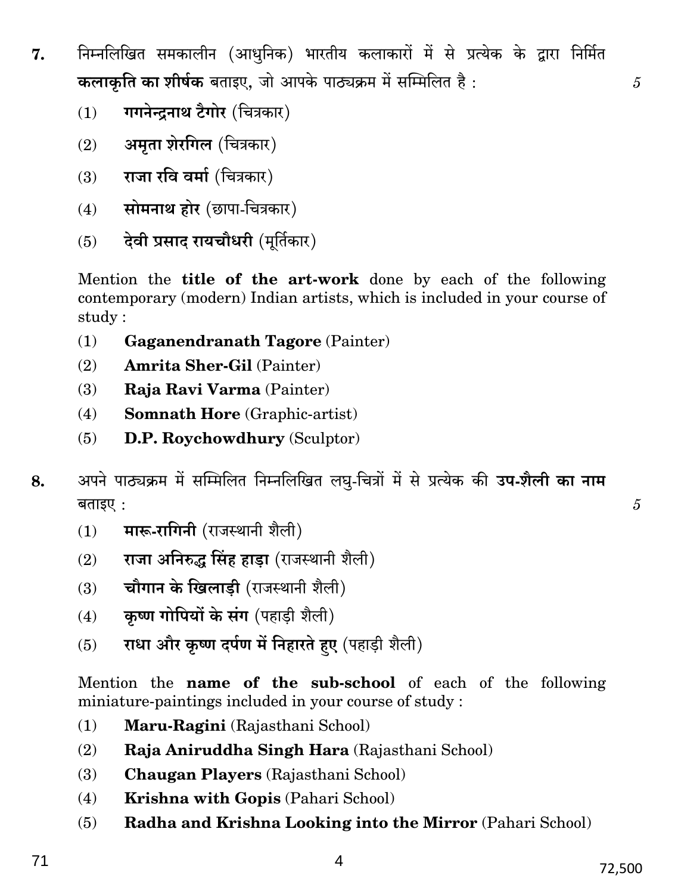**7.** निम्नलिखित समकालीन (आधुनिक) भारतीय कलाकारों में से प्रत्येक के द्वारा निर्मित **कलाकृति का शीर्षक** बताइए, जो आपके पाठ्यक्रम में सम्मिलित है : 5

(1) **गगनेन्द्रनाथ टैगोर** (चित्रकार)

(2) **अमृता शेरगिल** (चित्रकार)

(3) **राजा रवि वर्मा** (चित्रकार)

(4) **सोमनाथ होर** (छापा-चित्रकार)

(5) **देवी प्रसाद रायचौधरी** (मूर्तिकार)

Mention the **title of the art-work** done by each of the following contemporary (modern) Indian artists, which is included in your course of study :

(1) **Gaganendranath Tagore** (Painter)

(2) **Amrita Sher-Gil** (Painter)

(3) **Raja Ravi Varma** (Painter)

(4) **Somnath Hore** (Graphic-artist)

(5) **D.P. Roychowdhury** (Sculptor)

**8.** अपने पाठ्यक्रम में सम्मिलित निम्नलिखित लघु-चित्रों में से प्रत्येक की **उप-शैली का नाम** बताइए : 5

(1) **मारू-रागिनी** (राजस्थानी शैली)

(2) **राजा अनिरुद्ध सिंह हाड़ा** (राजस्थानी शैली)

(3) **चौगान के खिलाड़ी** (राजस्थानी शैली)

(4) **कृष्ण गोपियों के संग** (पहाड़ी शैली)

(5) **राधा और कृष्ण दर्पण में निहारते हुए** (पहाड़ी शैली)

Mention the **name of the sub-school** of each of the following miniature-paintings included in your course of study :

(1) **Maru-Ragini** (Rajasthani School)

(2) **Raja Aniruddha Singh Hara** (Rajasthani School)

(3) **Chaugan Players** (Rajasthani School)

(4) **Krishna with Gopis** (Pahari School)

(5) **Radha and Krishna Looking into the Mirror** (Pahari School)

71 72,500